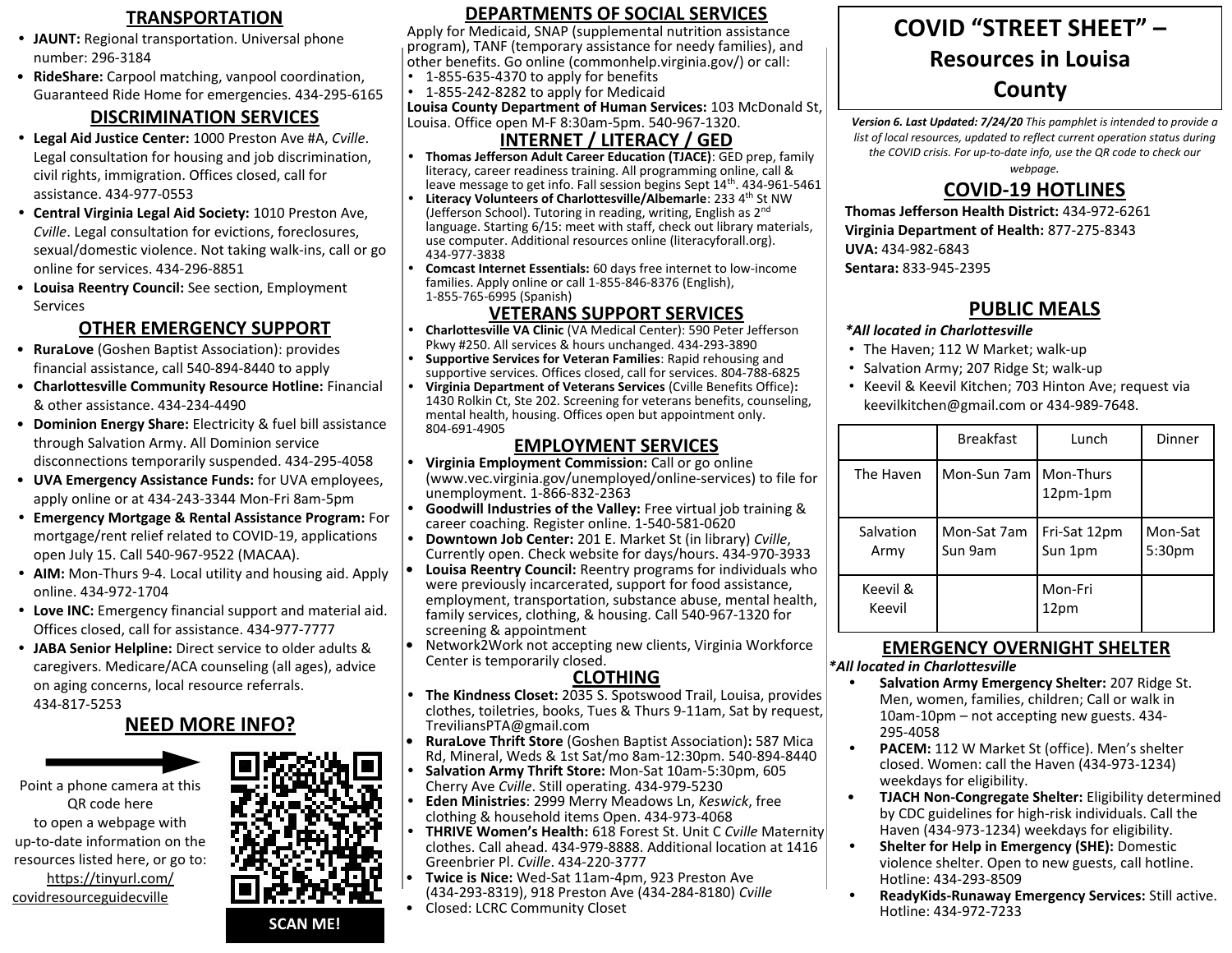// Layout: three columns; the right-hand title panel (COVID "Street Sheet") is placed first, then columns left to right.

# COVID "STREET SHEET" – Resources in Louisa County

***Version 6. Last Updated: 7/24/20** This pamphlet is intended to provide a list of local resources, updated to reflect current operation status during the COVID crisis. For up-to-date info, use the QR code to check our webpage.*

## COVID-19 HOTLINES

**Thomas Jefferson Health District:** 434-972-6261
**Virginia Department of Health:** 877-275-8343
**UVA:** 434-982-6843
**Sentara:** 833-945-2395

## PUBLIC MEALS

***All located in Charlottesville***

- The Haven; 112 W Market; walk-up
- Salvation Army; 207 Ridge St; walk-up
- Keevil & Keevil Kitchen; 703 Hinton Ave; request via keevilkitchen@gmail.com or 434-989-7648.

| | Breakfast | Lunch | Dinner |
|---|---|---|---|
| The Haven | Mon-Sun 7am | Mon-Thurs 12pm-1pm | |
| Salvation Army | Mon-Sat 7am Sun 9am | Fri-Sat 12pm Sun 1pm | Mon-Sat 5:30pm |
| Keevil & Keevil | | Mon-Fri 12pm | |

## EMERGENCY OVERNIGHT SHELTER

***All located in Charlottesville***

- **Salvation Army Emergency Shelter:** 207 Ridge St. Men, women, families, children; Call or walk in 10am-10pm – not accepting new guests. 434-295-4058
- **PACEM:** 112 W Market St (office). Men's shelter closed. Women: call the Haven (434-973-1234) weekdays for eligibility.
- **TJACH Non-Congregate Shelter:** Eligibility determined by CDC guidelines for high-risk individuals. Call the Haven (434-973-1234) weekdays for eligibility.
- **Shelter for Help in Emergency (SHE):** Domestic violence shelter. Open to new guests, call hotline. Hotline: 434-293-8509
- **ReadyKids-Runaway Emergency Services:** Still active. Hotline: 434-972-7233

## TRANSPORTATION

- **JAUNT:** Regional transportation. Universal phone number: 296-3184
- **RideShare:** Carpool matching, vanpool coordination, Guaranteed Ride Home for emergencies. 434-295-6165

## DISCRIMINATION SERVICES

- **Legal Aid Justice Center:** 1000 Preston Ave #A, *Cville*. Legal consultation for housing and job discrimination, civil rights, immigration. Offices closed, call for assistance. 434-977-0553
- **Central Virginia Legal Aid Society:** 1010 Preston Ave, *Cville*. Legal consultation for evictions, foreclosures, sexual/domestic violence. Not taking walk-ins, call or go online for services. 434-296-8851
- **Louisa Reentry Council:** See section, Employment Services

## OTHER EMERGENCY SUPPORT

- **RuraLove** (Goshen Baptist Association): provides financial assistance, call 540-894-8440 to apply
- **Charlottesville Community Resource Hotline:** Financial & other assistance. 434-234-4490
- **Dominion Energy Share:** Electricity & fuel bill assistance through Salvation Army. All Dominion service disconnections temporarily suspended. 434-295-4058
- **UVA Emergency Assistance Funds:** for UVA employees, apply online or at 434-243-3344 Mon-Fri 8am-5pm
- **Emergency Mortgage & Rental Assistance Program:** For mortgage/rent relief related to COVID-19, applications open July 15. Call 540-967-9522 (MACAA).
- **AIM:** Mon-Thurs 9-4. Local utility and housing aid. Apply online. 434-972-1704
- **Love INC:** Emergency financial support and material aid. Offices closed, call for assistance. 434-977-7777
- **JABA Senior Helpline:** Direct service to older adults & caregivers. Medicare/ACA counseling (all ages), advice on aging concerns, local resource referrals. 434-817-5253

## NEED MORE INFO?

Point a phone camera at this QR code here to open a webpage with up-to-date information on the resources listed here, or go to: https://tinyurl.com/covidresourceguidecville

SCAN ME!

## DEPARTMENTS OF SOCIAL SERVICES

Apply for Medicaid, SNAP (supplemental nutrition assistance program), TANF (temporary assistance for needy families), and other benefits. Go online (commonhelp.virginia.gov/) or call:

- 1-855-635-4370 to apply for benefits
- 1-855-242-8282 to apply for Medicaid

**Louisa County Department of Human Services:** 103 McDonald St, Louisa. Office open M-F 8:30am-5pm. 540-967-1320.

## INTERNET / LITERACY / GED

- **Thomas Jefferson Adult Career Education (TJACE)**: GED prep, family literacy, career readiness training. All programming online, call & leave message to get info. Fall session begins Sept 14th. 434-961-5461
- **Literacy Volunteers of Charlottesville/Albemarle**: 233 4th St NW (Jefferson School). Tutoring in reading, writing, English as 2nd language. Starting 6/15: meet with staff, check out library materials, use computer. Additional resources online (literacyforall.org). 434-977-3838
- **Comcast Internet Essentials:** 60 days free internet to low-income families. Apply online or call 1-855-846-8376 (English), 1-855-765-6995 (Spanish)

## VETERANS SUPPORT SERVICES

- **Charlottesville VA Clinic** (VA Medical Center): 590 Peter Jefferson Pkwy #250. All services & hours unchanged. 434-293-3890
- **Supportive Services for Veteran Families**: Rapid rehousing and supportive services. Offices closed, call for services. 804-788-6825
- **Virginia Department of Veterans Services** (Cville Benefits Office)**:** 1430 Rolkin Ct, Ste 202. Screening for veterans benefits, counseling, mental health, housing. Offices open but appointment only. 804-691-4905

## EMPLOYMENT SERVICES

- **Virginia Employment Commission:** Call or go online (www.vec.virginia.gov/unemployed/online-services) to file for unemployment. 1-866-832-2363
- **Goodwill Industries of the Valley:** Free virtual job training & career coaching. Register online. 1-540-581-0620
- **Downtown Job Center:** 201 E. Market St (in library) *Cville*, Currently open. Check website for days/hours. 434-970-3933
- **Louisa Reentry Council:** Reentry programs for individuals who were previously incarcerated, support for food assistance, employment, transportation, substance abuse, mental health, family services, clothing, & housing. Call 540-967-1320 for screening & appointment
- Network2Work not accepting new clients, Virginia Workforce Center is temporarily closed.

## CLOTHING

- **The Kindness Closet:** 2035 S. Spotswood Trail, Louisa, provides clothes, toiletries, books, Tues & Thurs 9-11am, Sat by request, TreviliansPTA@gmail.com
- **RuraLove Thrift Store** (Goshen Baptist Association)**:** 587 Mica Rd, Mineral, Weds & 1st Sat/mo 8am-12:30pm. 540-894-8440
- **Salvation Army Thrift Store:** Mon-Sat 10am-5:30pm, 605 Cherry Ave *Cville*. Still operating. 434-979-5230
- **Eden Ministries**: 2999 Merry Meadows Ln, *Keswick*, free clothing & household items Open. 434-973-4068
- **THRIVE Women's Health:** 618 Forest St. Unit C *Cville* Maternity clothes. Call ahead. 434-979-8888. Additional location at 1416 Greenbrier Pl. *Cville*. 434-220-3777
- **Twice is Nice:** Wed-Sat 11am-4pm, 923 Preston Ave (434-293-8319), 918 Preston Ave (434-284-8180) *Cville*
- Closed: LCRC Community Closet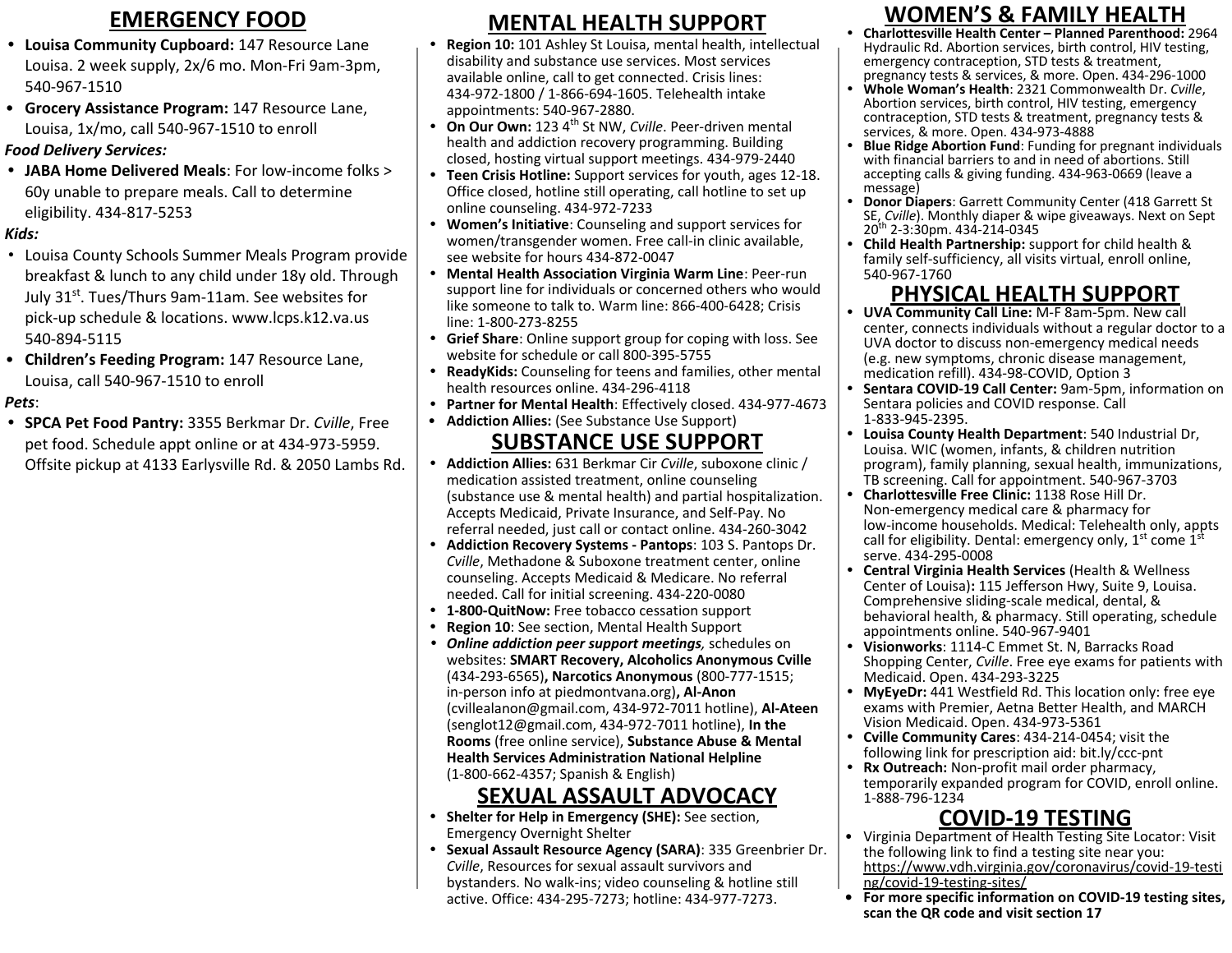## EMERGENCY FOOD

- **Louisa Community Cupboard:** 147 Resource Lane Louisa. 2 week supply, 2x/6 mo. Mon-Fri 9am-3pm, 540-967-1510
- **Grocery Assistance Program:** 147 Resource Lane, Louisa, 1x/mo, call 540-967-1510 to enroll

***Food Delivery Services:***

- **JABA Home Delivered Meals**: For low-income folks > 60y unable to prepare meals. Call to determine eligibility. 434-817-5253

***Kids:***

- Louisa County Schools Summer Meals Program provide breakfast & lunch to any child under 18y old. Through July 31st. Tues/Thurs 9am-11am. See websites for pick-up schedule & locations. www.lcps.k12.va.us 540-894-5115
- **Children's Feeding Program:** 147 Resource Lane, Louisa, call 540-967-1510 to enroll

***Pets***:

- **SPCA Pet Food Pantry:** 3355 Berkmar Dr. *Cville*, Free pet food. Schedule appt online or at 434-973-5959. Offsite pickup at 4133 Earlysville Rd. & 2050 Lambs Rd.

## MENTAL HEALTH SUPPORT

- **Region 10:** 101 Ashley St Louisa, mental health, intellectual disability and substance use services. Most services available online, call to get connected. Crisis lines: 434-972-1800 / 1-866-694-1605. Telehealth intake appointments: 540-967-2880.
- **On Our Own:** 123 4th St NW, *Cville*. Peer-driven mental health and addiction recovery programming. Building closed, hosting virtual support meetings. 434-979-2440
- **Teen Crisis Hotline:** Support services for youth, ages 12-18. Office closed, hotline still operating, call hotline to set up online counseling. 434-972-7233
- **Women's Initiative**: Counseling and support services for women/transgender women. Free call-in clinic available, see website for hours 434-872-0047
- **Mental Health Association Virginia Warm Line**: Peer-run support line for individuals or concerned others who would like someone to talk to. Warm line: 866-400-6428; Crisis line: 1-800-273-8255
- **Grief Share**: Online support group for coping with loss. See website for schedule or call 800-395-5755
- **ReadyKids:** Counseling for teens and families, other mental health resources online. 434-296-4118
- **Partner for Mental Health**: Effectively closed. 434-977-4673
- **Addiction Allies:** (See Substance Use Support)

## SUBSTANCE USE SUPPORT

- **Addiction Allies:** 631 Berkmar Cir *Cville*, suboxone clinic / medication assisted treatment, online counseling (substance use & mental health) and partial hospitalization. Accepts Medicaid, Private Insurance, and Self-Pay. No referral needed, just call or contact online. 434-260-3042
- **Addiction Recovery Systems - Pantops**: 103 S. Pantops Dr. *Cville*, Methadone & Suboxone treatment center, online counseling. Accepts Medicaid & Medicare. No referral needed. Call for initial screening. 434-220-0080
- **1-800-QuitNow:** Free tobacco cessation support
- **Region 10**: See section, Mental Health Support
- ***Online addiction peer support meetings,*** schedules on websites: **SMART Recovery, Alcoholics Anonymous Cville** (434-293-6565)**, Narcotics Anonymous** (800-777-1515; in-person info at piedmontvana.org)**, Al-Anon** (cvillealanon@gmail.com, 434-972-7011 hotline), **Al-Ateen** (senglot12@gmail.com, 434-972-7011 hotline), **In the Rooms** (free online service), **Substance Abuse & Mental Health Services Administration National Helpline** (1-800-662-4357; Spanish & English)

## SEXUAL ASSAULT ADVOCACY

- **Shelter for Help in Emergency (SHE):** See section, Emergency Overnight Shelter
- **Sexual Assault Resource Agency (SARA)**: 335 Greenbrier Dr. *Cville*, Resources for sexual assault survivors and bystanders. No walk-ins; video counseling & hotline still active. Office: 434-295-7273; hotline: 434-977-7273.

## WOMEN'S & FAMILY HEALTH

- **Charlottesville Health Center – Planned Parenthood:** 2964 Hydraulic Rd. Abortion services, birth control, HIV testing, emergency contraception, STD tests & treatment, pregnancy tests & services, & more. Open. 434-296-1000
- **Whole Woman's Health**: 2321 Commonwealth Dr. *Cville*, Abortion services, birth control, HIV testing, emergency contraception, STD tests & treatment, pregnancy tests & services, & more. Open. 434-973-4888
- **Blue Ridge Abortion Fund**: Funding for pregnant individuals with financial barriers to and in need of abortions. Still accepting calls & giving funding. 434-963-0669 (leave a message)
- **Donor Diapers**: Garrett Community Center (418 Garrett St SE, *Cville*). Monthly diaper & wipe giveaways. Next on Sept 20th 2-3:30pm. 434-214-0345
- **Child Health Partnership:** support for child health & family self-sufficiency, all visits virtual, enroll online, 540-967-1760

## PHYSICAL HEALTH SUPPORT

- **UVA Community Call Line:** M-F 8am-5pm. New call center, connects individuals without a regular doctor to a UVA doctor to discuss non-emergency medical needs (e.g. new symptoms, chronic disease management, medication refill). 434-98-COVID, Option 3
- **Sentara COVID-19 Call Center:** 9am-5pm, information on Sentara policies and COVID response. Call 1-833-945-2395.
- **Louisa County Health Department**: 540 Industrial Dr, Louisa. WIC (women, infants, & children nutrition program), family planning, sexual health, immunizations, TB screening. Call for appointment. 540-967-3703
- **Charlottesville Free Clinic:** 1138 Rose Hill Dr. Non-emergency medical care & pharmacy for low-income households. Medical: Telehealth only, appts call for eligibility. Dental: emergency only, 1st come 1st serve. 434-295-0008
- **Central Virginia Health Services** (Health & Wellness Center of Louisa)**:** 115 Jefferson Hwy, Suite 9, Louisa. Comprehensive sliding-scale medical, dental, & behavioral health, & pharmacy. Still operating, schedule appointments online. 540-967-9401
- **Visionworks**: 1114-C Emmet St. N, Barracks Road Shopping Center, *Cville*. Free eye exams for patients with Medicaid. Open. 434-293-3225
- **MyEyeDr:** 441 Westfield Rd. This location only: free eye exams with Premier, Aetna Better Health, and MARCH Vision Medicaid. Open. 434-973-5361
- **Cville Community Cares**: 434-214-0454; visit the following link for prescription aid: bit.ly/ccc-pnt
- **Rx Outreach:** Non-profit mail order pharmacy, temporarily expanded program for COVID, enroll online. 1-888-796-1234

## COVID-19 TESTING

- Virginia Department of Health Testing Site Locator: Visit the following link to find a testing site near you: https://www.vdh.virginia.gov/coronavirus/covid-19-testing/covid-19-testing-sites/
- **For more specific information on COVID-19 testing sites, scan the QR code and visit section 17**